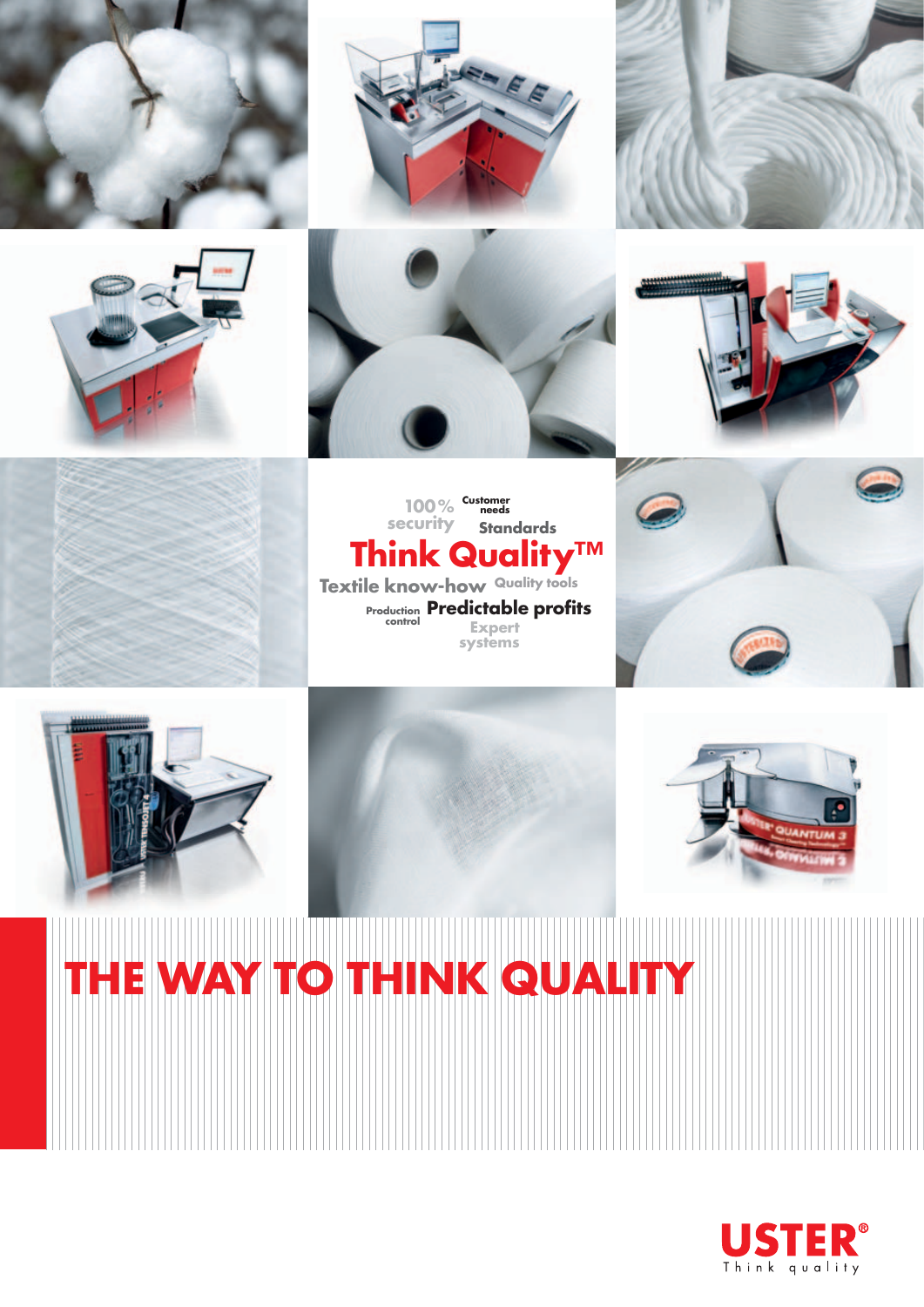100% security

Customer needs

Standards

Think Quality™

Textile know-how

Quality tools

Production control

Predictable profits

Expert systems

# THE WAY TO THINK QUALITY

USTER®
Think quality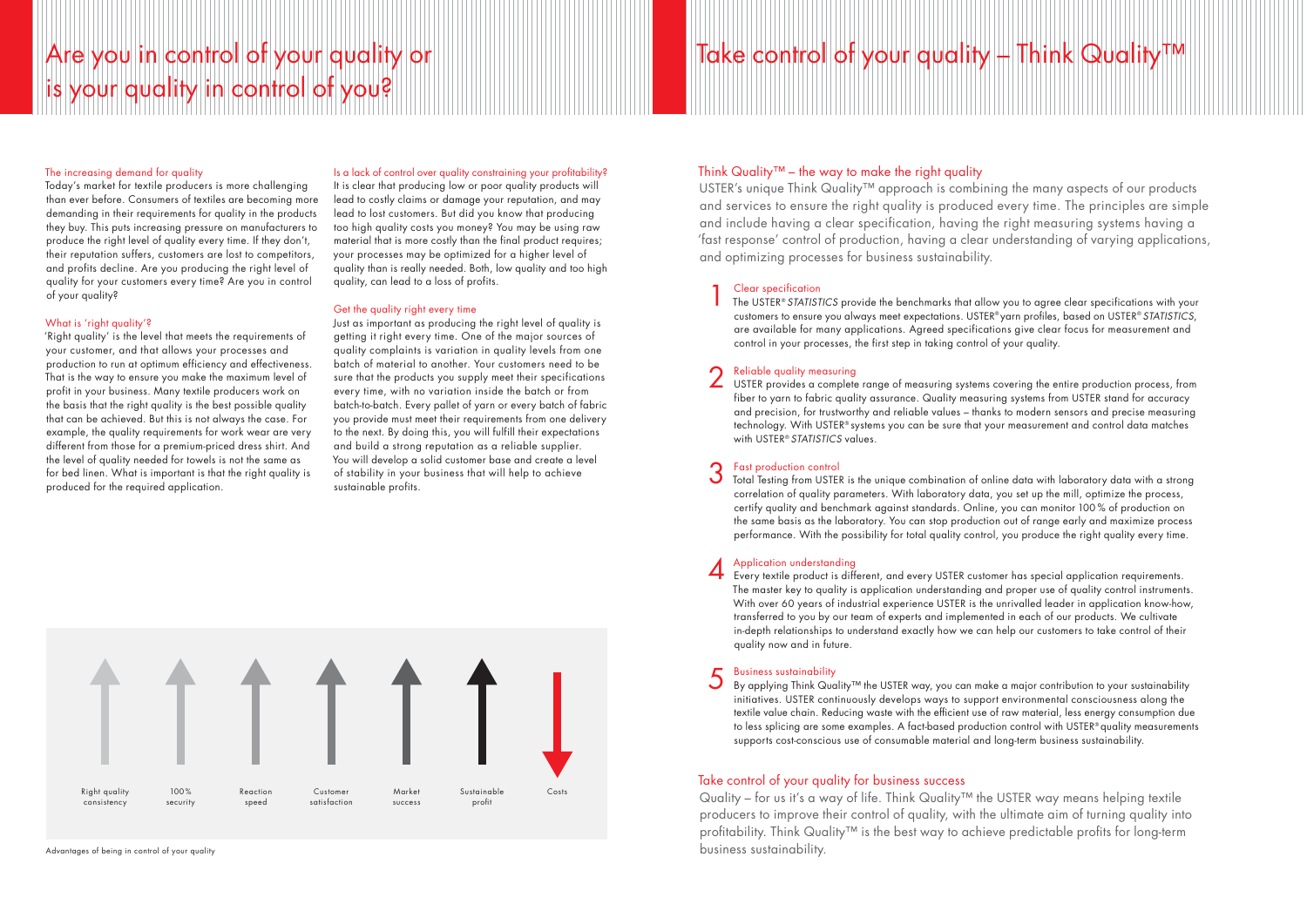# Are you in control of your quality or is your quality in control of you?

### The increasing demand for quality

Today's market for textile producers is more challenging than ever before. Consumers of textiles are becoming more demanding in their requirements for quality in the products they buy. This puts increasing pressure on manufacturers to produce the right level of quality every time. If they don't, their reputation suffers, customers are lost to competitors, and profits decline. Are you producing the right level of quality for your customers every time? Are you in control of your quality?

### What is 'right quality'?

'Right quality' is the level that meets the requirements of your customer, and that allows your processes and production to run at optimum efficiency and effectiveness. That is the way to ensure you make the maximum level of profit in your business. Many textile producers work on the basis that the right quality is the best possible quality that can be achieved. But this is not always the case. For example, the quality requirements for work wear are very different from those for a premium-priced dress shirt. And the level of quality needed for towels is not the same as for bed linen. What is important is that the right quality is produced for the required application.

### Is a lack of control over quality constraining your profitability?

It is clear that producing low or poor quality products will lead to costly claims or damage your reputation, and may lead to lost customers. But did you know that producing too high quality costs you money? You may be using raw material that is more costly than the final product requires; your processes may be optimized for a higher level of quality than is really needed. Both, low quality and too high quality, can lead to a loss of profits.

### Get the quality right every time

Just as important as producing the right level of quality is getting it right every time. One of the major sources of quality complaints is variation in quality levels from one batch of material to another. Your customers need to be sure that the products you supply meet their specifications every time, with no variation inside the batch or from batch-to-batch. Every pallet of yarn or every batch of fabric you provide must meet their requirements from one delivery to the next. By doing this, you will fulfill their expectations and build a strong reputation as a reliable supplier. You will develop a solid customer base and create a level of stability in your business that will help to achieve sustainable profits.

Right quality consistency
100% security
Reaction speed
Customer satisfaction
Market success
Sustainable profit
Costs

Advantages of being in control of your quality

# Take control of your quality – Think Quality™

### Think Quality™ – the way to make the right quality

USTER's unique Think Quality™ approach is combining the many aspects of our products and services to ensure the right quality is produced every time. The principles are simple and include having a clear specification, having the right measuring systems having a 'fast response' control of production, having a clear understanding of varying applications, and optimizing processes for business sustainability.

1. **Clear specification**
The USTER® *STATISTICS* provide the benchmarks that allow you to agree clear specifications with your customers to ensure you always meet expectations. USTER® yarn profiles, based on USTER® *STATISTICS*, are available for many applications. Agreed specifications give clear focus for measurement and control in your processes, the first step in taking control of your quality.

2. **Reliable quality measuring**
USTER provides a complete range of measuring systems covering the entire production process, from fiber to yarn to fabric quality assurance. Quality measuring systems from USTER stand for accuracy and precision, for trustworthy and reliable values – thanks to modern sensors and precise measuring technology. With USTER® systems you can be sure that your measurement and control data matches with USTER® *STATISTICS* values.

3. **Fast production control**
Total Testing from USTER is the unique combination of online data with laboratory data with a strong correlation of quality parameters. With laboratory data, you set up the mill, optimize the process, certify quality and benchmark against standards. Online, you can monitor 100 % of production on the same basis as the laboratory. You can stop production out of range early and maximize process performance. With the possibility for total quality control, you produce the right quality every time.

4. **Application understanding**
Every textile product is different, and every USTER customer has special application requirements. The master key to quality is application understanding and proper use of quality control instruments. With over 60 years of industrial experience USTER is the unrivalled leader in application know-how, transferred to you by our team of experts and implemented in each of our products. We cultivate in-depth relationships to understand exactly how we can help our customers to take control of their quality now and in future.

5. **Business sustainability**
By applying Think Quality™ the USTER way, you can make a major contribution to your sustainability initiatives. USTER continuously develops ways to support environmental consciousness along the textile value chain. Reducing waste with the efficient use of raw material, less energy consumption due to less splicing are some examples. A fact-based production control with USTER® quality measurements supports cost-conscious use of consumable material and long-term business sustainability.

### Take control of your quality for business success

Quality – for us it's a way of life. Think Quality™ the USTER way means helping textile producers to improve their control of quality, with the ultimate aim of turning quality into profitability. Think Quality™ is the best way to achieve predictable profits for long-term business sustainability.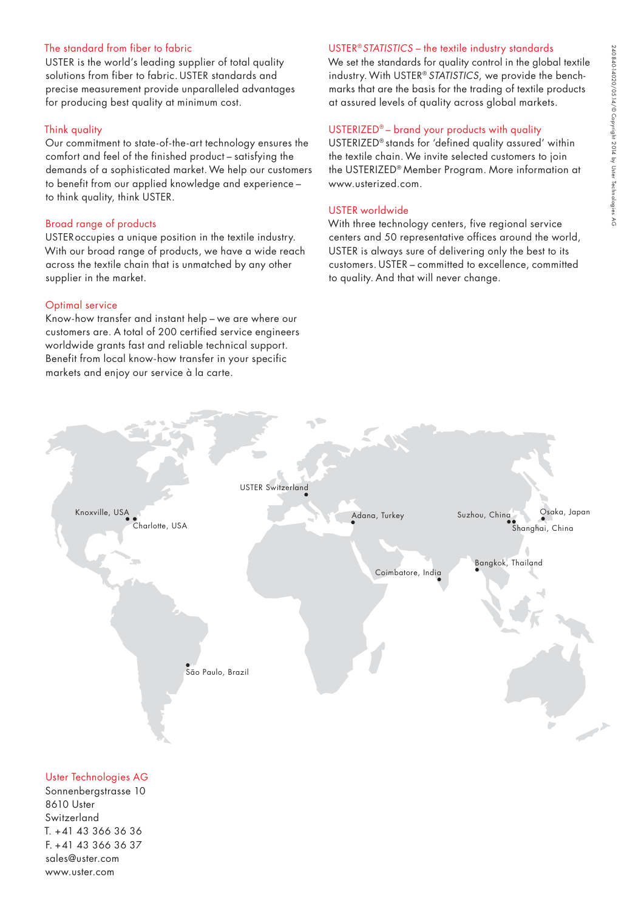## The standard from fiber to fabric

USTER is the world's leading supplier of total quality solutions from fiber to fabric. USTER standards and precise measurement provide unparalleled advantages for producing best quality at minimum cost.

## Think quality

Our commitment to state-of-the-art technology ensures the comfort and feel of the finished product – satisfying the demands of a sophisticated market. We help our customers to benefit from our applied knowledge and experience – to think quality, think USTER.

## Broad range of products

USTER occupies a unique position in the textile industry. With our broad range of products, we have a wide reach across the textile chain that is unmatched by any other supplier in the market.

## Optimal service

Know-how transfer and instant help – we are where our customers are. A total of 200 certified service engineers worldwide grants fast and reliable technical support. Benefit from local know-how transfer in your specific markets and enjoy our service à la carte.

## USTER® *STATISTICS* – the textile industry standards

We set the standards for quality control in the global textile industry. With USTER® *STATISTICS*, we provide the benchmarks that are the basis for the trading of textile products at assured levels of quality across global markets.

## USTERIZED® – brand your products with quality

USTERIZED® stands for 'defined quality assured' within the textile chain. We invite selected customers to join the USTERIZED® Member Program. More information at www.usterized.com.

## USTER worldwide

With three technology centers, five regional service centers and 50 representative offices around the world, USTER is always sure of delivering only the best to its customers. USTER – committed to excellence, committed to quality. And that will never change.

USTER Switzerland
Knoxville, USA
Charlotte, USA
Adana, Turkey
Suzhou, China
Osaka, Japan
Shanghai, China
Bangkok, Thailand
Coimbatore, India
São Paulo, Brazil

## Uster Technologies AG

Sonnenbergstrasse 10
8610 Uster
Switzerland
T. +41 43 366 36 36
F. +41 43 366 36 37
sales@uster.com
www.uster.com

240 840-14020/0514/© Copyright 2014 by Uster Technologies AG